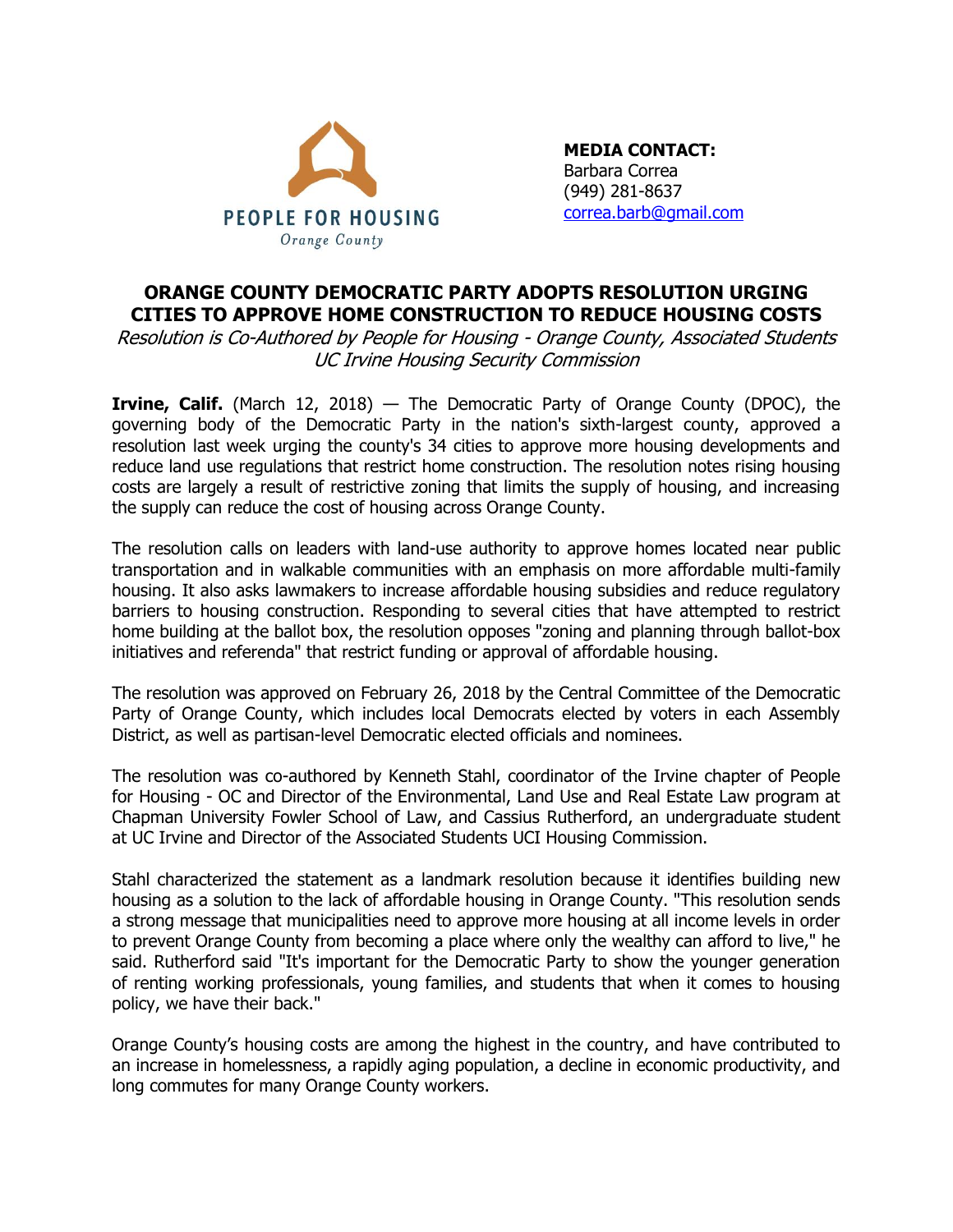PEOPLE FOR HOUSING
*Orange County*

**MEDIA CONTACT:**
Barbara Correa
(949) 281-8637
correa.barb@gmail.com

# ORANGE COUNTY DEMOCRATIC PARTY ADOPTS RESOLUTION URGING CITIES TO APPROVE HOME CONSTRUCTION TO REDUCE HOUSING COSTS

*Resolution is Co-Authored by People for Housing - Orange County, Associated Students UC Irvine Housing Security Commission*

**Irvine, Calif.** (March 12, 2018) — The Democratic Party of Orange County (DPOC), the governing body of the Democratic Party in the nation's sixth-largest county, approved a resolution last week urging the county's 34 cities to approve more housing developments and reduce land use regulations that restrict home construction. The resolution notes rising housing costs are largely a result of restrictive zoning that limits the supply of housing, and increasing the supply can reduce the cost of housing across Orange County.

The resolution calls on leaders with land-use authority to approve homes located near public transportation and in walkable communities with an emphasis on more affordable multi-family housing. It also asks lawmakers to increase affordable housing subsidies and reduce regulatory barriers to housing construction. Responding to several cities that have attempted to restrict home building at the ballot box, the resolution opposes "zoning and planning through ballot-box initiatives and referenda" that restrict funding or approval of affordable housing.

The resolution was approved on February 26, 2018 by the Central Committee of the Democratic Party of Orange County, which includes local Democrats elected by voters in each Assembly District, as well as partisan-level Democratic elected officials and nominees.

The resolution was co-authored by Kenneth Stahl, coordinator of the Irvine chapter of People for Housing - OC and Director of the Environmental, Land Use and Real Estate Law program at Chapman University Fowler School of Law, and Cassius Rutherford, an undergraduate student at UC Irvine and Director of the Associated Students UCI Housing Commission.

Stahl characterized the statement as a landmark resolution because it identifies building new housing as a solution to the lack of affordable housing in Orange County. "This resolution sends a strong message that municipalities need to approve more housing at all income levels in order to prevent Orange County from becoming a place where only the wealthy can afford to live," he said. Rutherford said "It's important for the Democratic Party to show the younger generation of renting working professionals, young families, and students that when it comes to housing policy, we have their back."

Orange County's housing costs are among the highest in the country, and have contributed to an increase in homelessness, a rapidly aging population, a decline in economic productivity, and long commutes for many Orange County workers.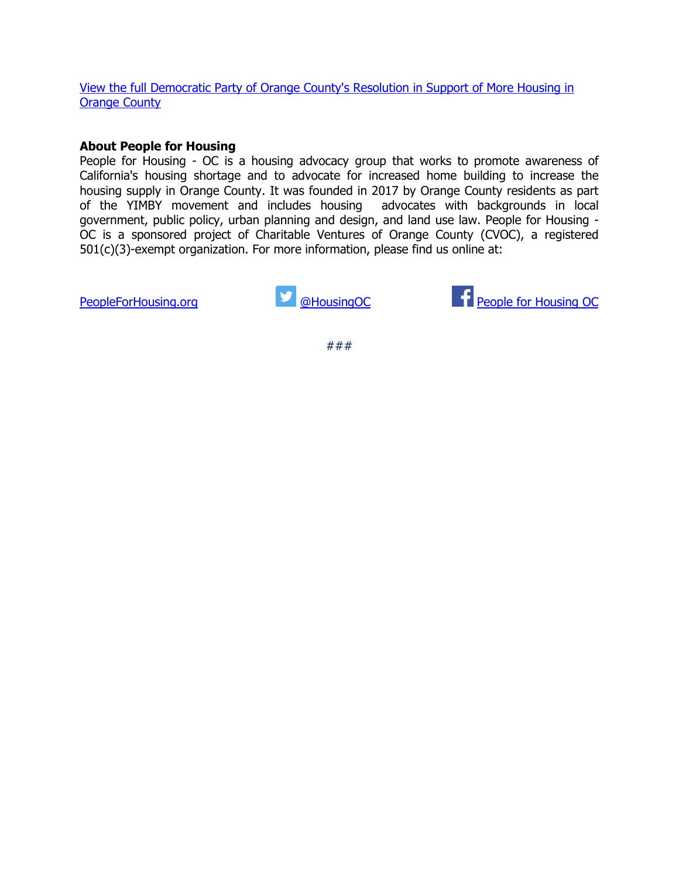View the full Democratic Party of Orange County's Resolution in Support of More Housing in Orange County

**About People for Housing**

People for Housing - OC is a housing advocacy group that works to promote awareness of California's housing shortage and to advocate for increased home building to increase the housing supply in Orange County. It was founded in 2017 by Orange County residents as part of the YIMBY movement and includes housing advocates with backgrounds in local government, public policy, urban planning and design, and land use law. People for Housing - OC is a sponsored project of Charitable Ventures of Orange County (CVOC), a registered 501(c)(3)-exempt organization. For more information, please find us online at:

PeopleForHousing.org

@HousingOC

People for Housing OC

###